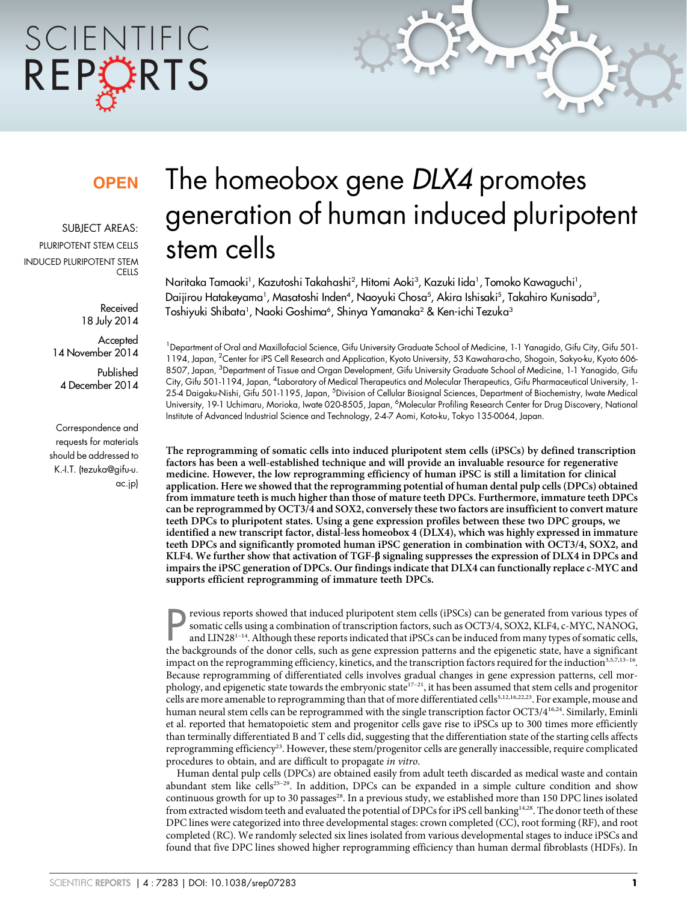# The homeobox gene *DLX4* promotes generation of human induced pluripotent stem cells

Naritaka Tamaoki[1], Kazutoshi Takahashi[2], Hitomi Aoki[3], Kazuki Iida[1], Tomoko Kawaguchi[1], Daijirou Hatakeyama[1], Masatoshi Inden[4], Naoyuki Chosa[5], Akira Ishisaki[5], Takahiro Kunisada[3], Toshiyuki Shibata[1], Naoki Goshima[6], Shinya Yamanaka[2] & Ken-ichi Tezuka[3]

[1]Department of Oral and Maxillofacial Science, Gifu University Graduate School of Medicine, 1-1 Yanagido, Gifu City, Gifu 501-1194, Japan, [2]Center for iPS Cell Research and Application, Kyoto University, 53 Kawahara-cho, Shogoin, Sakyo-ku, Kyoto 606-8507, Japan, [3]Department of Tissue and Organ Development, Gifu University Graduate School of Medicine, 1-1 Yanagido, Gifu City, Gifu 501-1194, Japan, [4]Laboratory of Medical Therapeutics and Molecular Therapeutics, Gifu Pharmaceutical University, 1-25-4 Daigaku-Nishi, Gifu 501-1195, Japan, [5]Division of Cellular Biosignal Sciences, Department of Biochemistry, Iwate Medical University, 19-1 Uchimaru, Morioka, Iwate 020-8505, Japan, [6]Molecular Profiling Research Center for Drug Discovery, National Institute of Advanced Industrial Science and Technology, 2-4-7 Aomi, Koto-ku, Tokyo 135-0064, Japan.

OPEN

SUBJECT AREAS:
PLURIPOTENT STEM CELLS
INDUCED PLURIPOTENT STEM CELLS

Received
18 July 2014

Accepted
14 November 2014

Published
4 December 2014

Correspondence and requests for materials should be addressed to K.-I.T. (tezuka@gifu-u.ac.jp)

**The reprogramming of somatic cells into induced pluripotent stem cells (iPSCs) by defined transcription factors has been a well-established technique and will provide an invaluable resource for regenerative medicine. However, the low reprogramming efficiency of human iPSC is still a limitation for clinical application. Here we showed that the reprogramming potential of human dental pulp cells (DPCs) obtained from immature teeth is much higher than those of mature teeth DPCs. Furthermore, immature teeth DPCs can be reprogrammed by OCT3/4 and SOX2, conversely these two factors are insufficient to convert mature teeth DPCs to pluripotent states. Using a gene expression profiles between these two DPC groups, we identified a new transcript factor, distal-less homeobox 4 (DLX4), which was highly expressed in immature teeth DPCs and significantly promoted human iPSC generation in combination with OCT3/4, SOX2, and KLF4. We further show that activation of TGF-β signaling suppresses the expression of DLX4 in DPCs and impairs the iPSC generation of DPCs. Our findings indicate that DLX4 can functionally replace c-MYC and supports efficient reprogramming of immature teeth DPCs.**

Previous reports showed that induced pluripotent stem cells (iPSCs) can be generated from various types of somatic cells using a combination of transcription factors, such as OCT3/4, SOX2, KLF4, c-MYC, NANOG, and LIN28[1–14]. Although these reports indicated that iPSCs can be induced from many types of somatic cells, the backgrounds of the donor cells, such as gene expression patterns and the epigenetic state, have a significant impact on the reprogramming efficiency, kinetics, and the transcription factors required for the induction[3,5,7,13–16]. Because reprogramming of differentiated cells involves gradual changes in gene expression patterns, cell morphology, and epigenetic state towards the embryonic state[17–21], it has been assumed that stem cells and progenitor cells are more amenable to reprogramming than that of more differentiated cells[5,12,16,22,23]. For example, mouse and human neural stem cells can be reprogrammed with the single transcription factor OCT3/4[16,24]. Similarly, Eminli et al. reported that hematopoietic stem and progenitor cells gave rise to iPSCs up to 300 times more efficiently than terminally differentiated B and T cells did, suggesting that the differentiation state of the starting cells affects reprogramming efficiency[23]. However, these stem/progenitor cells are generally inaccessible, require complicated procedures to obtain, and are difficult to propagate *in vitro*.

Human dental pulp cells (DPCs) are obtained easily from adult teeth discarded as medical waste and contain abundant stem like cells[25–29]. In addition, DPCs can be expanded in a simple culture condition and show continuous growth for up to 30 passages[28]. In a previous study, we established more than 150 DPC lines isolated from extracted wisdom teeth and evaluated the potential of DPCs for iPS cell banking[14,28]. The donor teeth of these DPC lines were categorized into three developmental stages: crown completed (CC), root forming (RF), and root completed (RC). We randomly selected six lines isolated from various developmental stages to induce iPSCs and found that five DPC lines showed higher reprogramming efficiency than human dermal fibroblasts (HDFs). In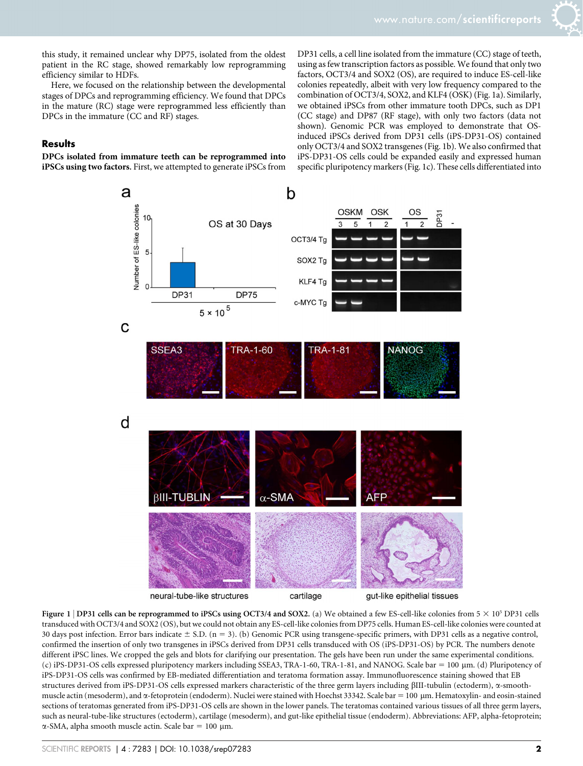this study, it remained unclear why DP75, isolated from the oldest patient in the RC stage, showed remarkably low reprogramming efficiency similar to HDFs.

Here, we focused on the relationship between the developmental stages of DPCs and reprogramming efficiency. We found that DPCs in the mature (RC) stage were reprogrammed less efficiently than DPCs in the immature (CC and RF) stages.

## Results

**DPCs isolated from immature teeth can be reprogrammed into iPSCs using two factors.** First, we attempted to generate iPSCs from DP31 cells, a cell line isolated from the immature (CC) stage of teeth, using as few transcription factors as possible. We found that only two factors, OCT3/4 and SOX2 (OS), are required to induce ES-cell-like colonies repeatedly, albeit with very low frequency compared to the combination of OCT3/4, SOX2, and KLF4 (OSK) (Fig. 1a). Similarly, we obtained iPSCs from other immature tooth DPCs, such as DP1 (CC stage) and DP87 (RF stage), with only two factors (data not shown). Genomic PCR was employed to demonstrate that OS-induced iPSCs derived from DP31 cells (iPS-DP31-OS) contained only OCT3/4 and SOX2 transgenes (Fig. 1b). We also confirmed that iPS-DP31-OS cells could be expanded easily and expressed human specific pluripotency markers (Fig. 1c). These cells differentiated into

**Figure 1 | DP31 cells can be reprogrammed to iPSCs using OCT3/4 and SOX2.** (a) We obtained a few ES-cell-like colonies from $5 \times 10^5$ DP31 cells transduced with OCT3/4 and SOX2 (OS), but we could not obtain any ES-cell-like colonies from DP75 cells. Human ES-cell-like colonies were counted at 30 days post infection. Error bars indicate ± S.D. (n = 3). (b) Genomic PCR using transgene-specific primers, with DP31 cells as a negative control, confirmed the insertion of only two transgenes in iPSCs derived from DP31 cells transduced with OS (iPS-DP31-OS) by PCR. The numbers denote different iPSC lines. We cropped the gels and blots for clarifying our presentation. The gels have been run under the same experimental conditions. (c) iPS-DP31-OS cells expressed pluripotency markers including SSEA3, TRA-1-60, TRA-1-81, and NANOG. Scale bar = 100 µm. (d) Pluripotency of iPS-DP31-OS cells was confirmed by EB-mediated differentiation and teratoma formation assay. Immunofluorescence staining showed that EB structures derived from iPS-DP31-OS cells expressed markers characteristic of the three germ layers including βIII-tubulin (ectoderm), α-smooth-muscle actin (mesoderm), and α-fetoprotein (endoderm). Nuclei were stained with Hoechst 33342. Scale bar = 100 µm. Hematoxylin- and eosin-stained sections of teratomas generated from iPS-DP31-OS cells are shown in the lower panels. The teratomas contained various tissues of all three germ layers, such as neural-tube-like structures (ectoderm), cartilage (mesoderm), and gut-like epithelial tissue (endoderm). Abbreviations: AFP, alpha-fetoprotein; α-SMA, alpha smooth muscle actin. Scale bar = 100 µm.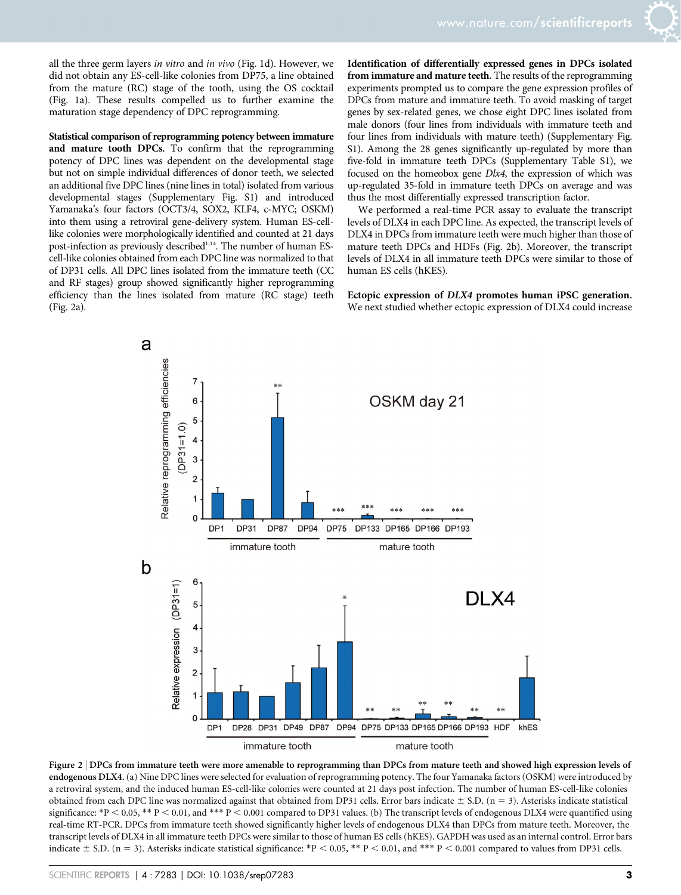all the three germ layers *in vitro* and *in vivo* (Fig. 1d). However, we did not obtain any ES-cell-like colonies from DP75, a line obtained from the mature (RC) stage of the tooth, using the OS cocktail (Fig. 1a). These results compelled us to further examine the maturation stage dependency of DPC reprogramming.

**Statistical comparison of reprogramming potency between immature and mature tooth DPCs.** To confirm that the reprogramming potency of DPC lines was dependent on the developmental stage but not on simple individual differences of donor teeth, we selected an additional five DPC lines (nine lines in total) isolated from various developmental stages (Supplementary Fig. S1) and introduced Yamanaka's four factors (OCT3/4, SOX2, KLF4, c-MYC; OSKM) into them using a retroviral gene-delivery system. Human ES-cell-like colonies were morphologically identified and counted at 21 days post-infection as previously described[1,14]. The number of human ES-cell-like colonies obtained from each DPC line was normalized to that of DP31 cells. All DPC lines isolated from the immature tooth (CC and RF stages) group showed significantly higher reprogramming efficiency than the lines isolated from mature (RC stage) teeth (Fig. 2a).

**Identification of differentially expressed genes in DPCs isolated from immature and mature teeth.** The results of the reprogramming experiments prompted us to compare the gene expression profiles of DPCs from mature and immature teeth. To avoid masking of target genes by sex-related genes, we chose eight DPC lines isolated from male donors (four lines from individuals with immature teeth and four lines from individuals with mature teeth) (Supplementary Fig. S1). Among the 28 genes significantly up-regulated by more than five-fold in immature teeth DPCs (Supplementary Table S1), we focused on the homeobox gene *Dlx4*, the expression of which was up-regulated 35-fold in immature teeth DPCs on average and was thus the most differentially expressed transcription factor.

We performed a real-time PCR assay to evaluate the transcript levels of DLX4 in each DPC line. As expected, the transcript levels of DLX4 in DPCs from immature teeth were much higher than those of mature teeth DPCs and HDFs (Fig. 2b). Moreover, the transcript levels of DLX4 in all immature teeth DPCs were similar to those of human ES cells (hKES).

**Ectopic expression of *DLX4* promotes human iPSC generation.** We next studied whether ectopic expression of DLX4 could increase

**Figure 2 | DPCs from immature teeth were more amenable to reprogramming than DPCs from mature teeth and showed high expression levels of endogenous DLX4.** (a) Nine DPC lines were selected for evaluation of reprogramming potency. The four Yamanaka factors (OSKM) were introduced by a retroviral system, and the induced human ES-cell-like colonies were counted at 21 days post infection. The number of human ES-cell-like colonies obtained from each DPC line was normalized against that obtained from DP31 cells. Error bars indicate ± S.D. (n = 3). Asterisks indicate statistical significance: *$P < 0.05$, ** $P < 0.01$, and *** $P < 0.001$ compared to DP31 values. (b) The transcript levels of endogenous DLX4 were quantified using real-time RT-PCR. DPCs from immature teeth showed significantly higher levels of endogenous DLX4 than DPCs from mature teeth. Moreover, the transcript levels of DLX4 in all immature teeth DPCs were similar to those of human ES cells (hKES). GAPDH was used as an internal control. Error bars indicate ± S.D. (n = 3). Asterisks indicate statistical significance: *$P < 0.05$, ** $P < 0.01$, and *** $P < 0.001$ compared to values from DP31 cells.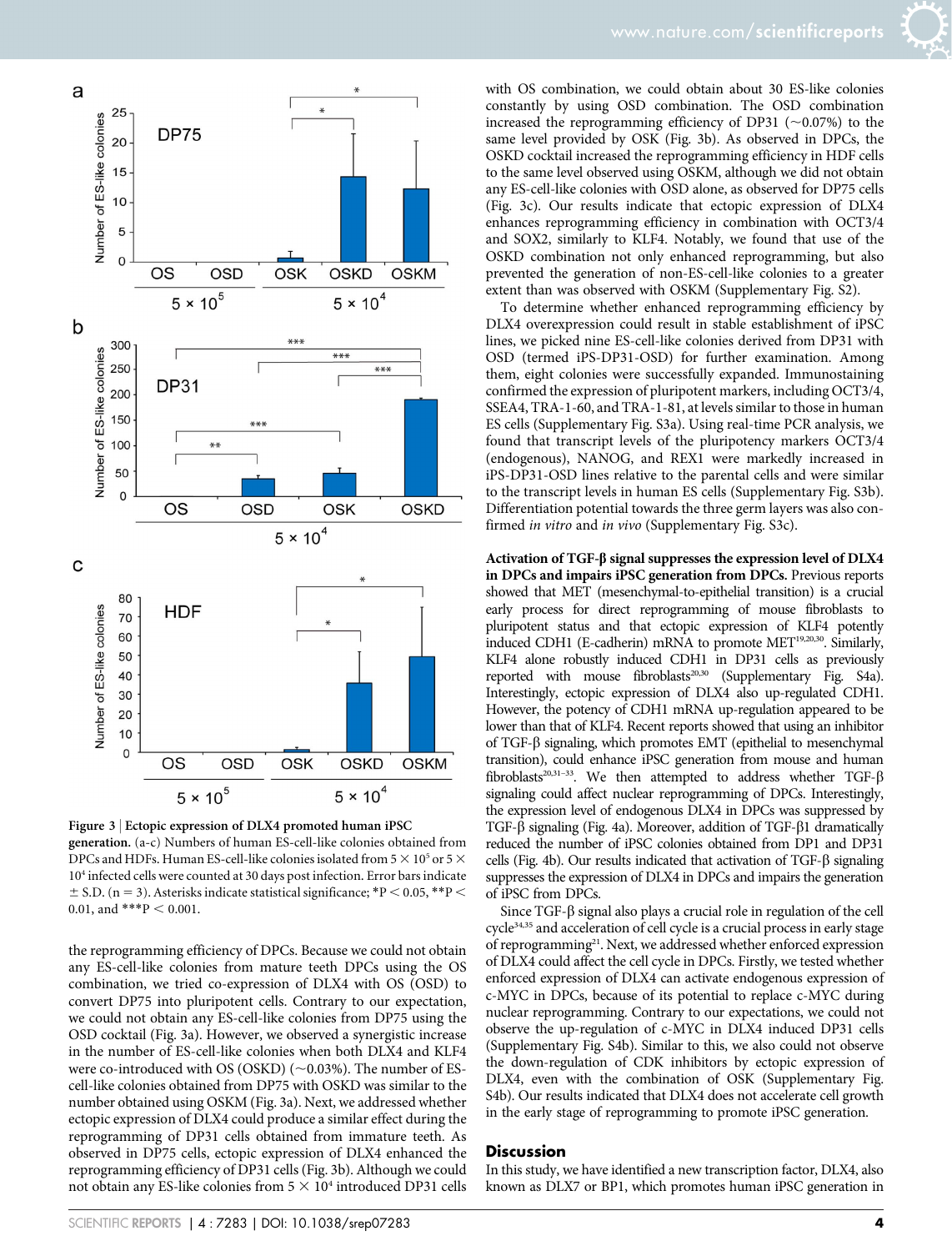**Figure 3 | Ectopic expression of DLX4 promoted human iPSC generation.** (a-c) Numbers of human ES-cell-like colonies obtained from DPCs and HDFs. Human ES-cell-like colonies isolated from $5 \times 10^5$ or $5 \times 10^4$ infected cells were counted at 30 days post infection. Error bars indicate ± S.D. (n = 3). Asterisks indicate statistical significance; *$P < 0.05$, **$P < 0.01$, and ***$P < 0.001$.

the reprogramming efficiency of DPCs. Because we could not obtain any ES-cell-like colonies from mature teeth DPCs using the OS combination, we tried co-expression of DLX4 with OS (OSD) to convert DP75 into pluripotent cells. Contrary to our expectation, we could not obtain any ES-cell-like colonies from DP75 using the OSD cocktail (Fig. 3a). However, we observed a synergistic increase in the number of ES-cell-like colonies when both DLX4 and KLF4 were co-introduced with OS (OSKD) (~0.03%). The number of ES-cell-like colonies obtained from DP75 with OSKD was similar to the number obtained using OSKM (Fig. 3a). Next, we addressed whether ectopic expression of DLX4 could produce a similar effect during the reprogramming of DP31 cells obtained from immature teeth. As observed in DP75 cells, ectopic expression of DLX4 enhanced the reprogramming efficiency of DP31 cells (Fig. 3b). Although we could not obtain any ES-like colonies from $5 \times 10^4$ introduced DP31 cells with OS combination, we could obtain about 30 ES-like colonies constantly by using OSD combination. The OSD combination increased the reprogramming efficiency of DP31 (~0.07%) to the same level provided by OSK (Fig. 3b). As observed in DPCs, the OSKD cocktail increased the reprogramming efficiency in HDF cells to the same level observed using OSKM, although we did not obtain any ES-cell-like colonies with OSD alone, as observed for DP75 cells (Fig. 3c). Our results indicate that ectopic expression of DLX4 enhances reprogramming efficiency in combination with OCT3/4 and SOX2, similarly to KLF4. Notably, we found that use of the OSKD combination not only enhanced reprogramming, but also prevented the generation of non-ES-cell-like colonies to a greater extent than was observed with OSKM (Supplementary Fig. S2).

To determine whether enhanced reprogramming efficiency by DLX4 overexpression could result in stable establishment of iPSC lines, we picked nine ES-cell-like colonies derived from DP31 with OSD (termed iPS-DP31-OSD) for further examination. Among them, eight colonies were successfully expanded. Immunostaining confirmed the expression of pluripotent markers, including OCT3/4, SSEA4, TRA-1-60, and TRA-1-81, at levels similar to those in human ES cells (Supplementary Fig. S3a). Using real-time PCR analysis, we found that transcript levels of the pluripotency markers OCT3/4 (endogenous), NANOG, and REX1 were markedly increased in iPS-DP31-OSD lines relative to the parental cells and were similar to the transcript levels in human ES cells (Supplementary Fig. S3b). Differentiation potential towards the three germ layers was also confirmed *in vitro* and *in vivo* (Supplementary Fig. S3c).

**Activation of TGF-β signal suppresses the expression level of DLX4 in DPCs and impairs iPSC generation from DPCs.** Previous reports showed that MET (mesenchymal-to-epithelial transition) is a crucial early process for direct reprogramming of mouse fibroblasts to pluripotent status and that ectopic expression of KLF4 potently induced CDH1 (E-cadherin) mRNA to promote MET[19,20,30]. Similarly, KLF4 alone robustly induced CDH1 in DP31 cells as previously reported with mouse fibroblasts[20,30] (Supplementary Fig. S4a). Interestingly, ectopic expression of DLX4 also up-regulated CDH1. However, the potency of CDH1 mRNA up-regulation appeared to be lower than that of KLF4. Recent reports showed that using an inhibitor of TGF-β signaling, which promotes EMT (epithelial to mesenchymal transition), could enhance iPSC generation from mouse and human fibroblasts[20,31–33]. We then attempted to address whether TGF-β signaling could affect nuclear reprogramming of DPCs. Interestingly, the expression level of endogenous DLX4 in DPCs was suppressed by TGF-β signaling (Fig. 4a). Moreover, addition of TGF-β1 dramatically reduced the number of iPSC colonies obtained from DP1 and DP31 cells (Fig. 4b). Our results indicated that activation of TGF-β signaling suppresses the expression of DLX4 in DPCs and impairs the generation of iPSC from DPCs.

Since TGF-β signal also plays a crucial role in regulation of the cell cycle[34,35] and acceleration of cell cycle is a crucial process in early stage of reprogramming[21]. Next, we addressed whether enforced expression of DLX4 could affect the cell cycle in DPCs. Firstly, we tested whether enforced expression of DLX4 can activate endogenous expression of c-MYC in DPCs, because of its potential to replace c-MYC during nuclear reprogramming. Contrary to our expectations, we could not observe the up-regulation of c-MYC in DLX4 induced DP31 cells (Supplementary Fig. S4b). Similar to this, we also could not observe the down-regulation of CDK inhibitors by ectopic expression of DLX4, even with the combination of OSK (Supplementary Fig. S4b). Our results indicated that DLX4 does not accelerate cell growth in the early stage of reprogramming to promote iPSC generation.

## Discussion

In this study, we have identified a new transcription factor, DLX4, also known as DLX7 or BP1, which promotes human iPSC generation in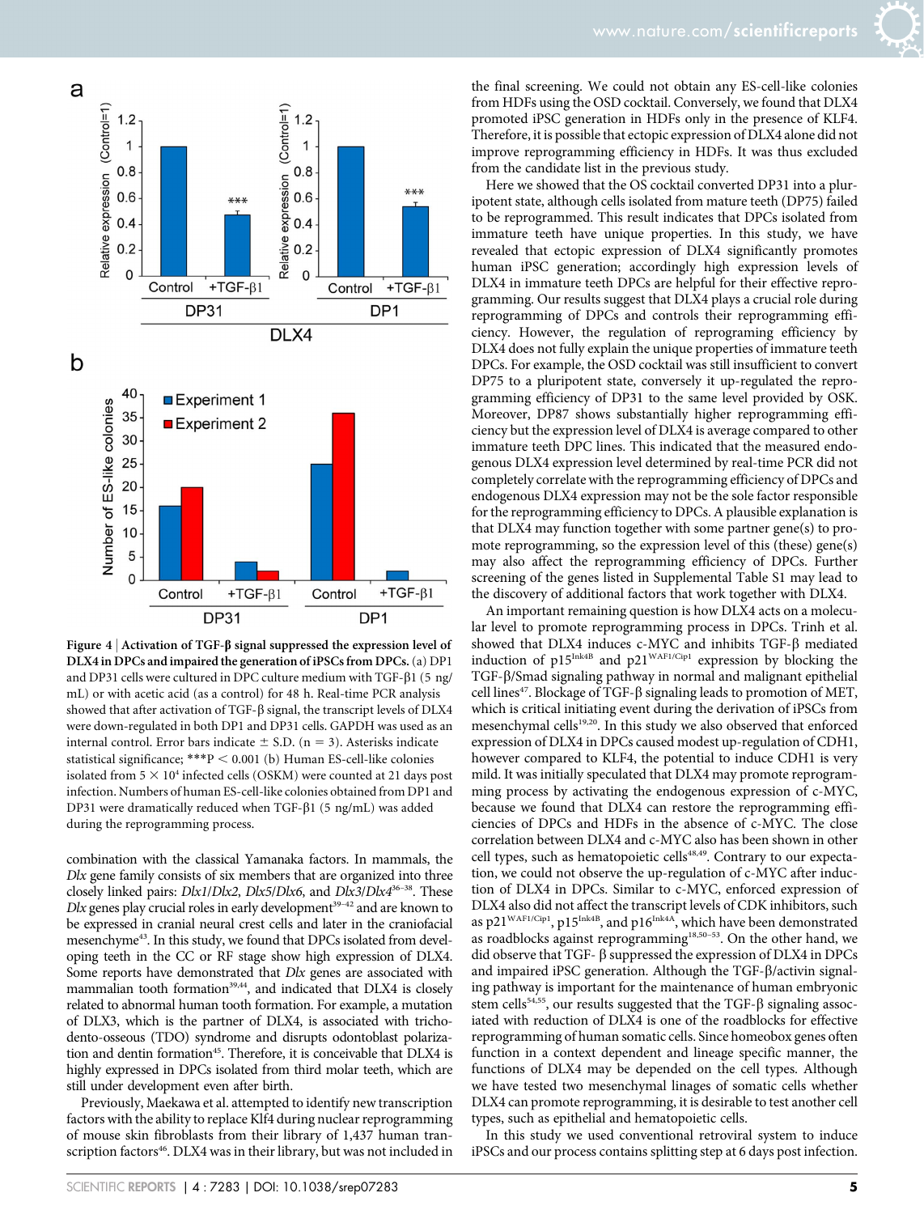**Figure 4 | Activation of TGF-β signal suppressed the expression level of DLX4 in DPCs and impaired the generation of iPSCs from DPCs.** (a) DP1 and DP31 cells were cultured in DPC culture medium with TGF-β1 (5 ng/mL) or with acetic acid (as a control) for 48 h. Real-time PCR analysis showed that after activation of TGF-β signal, the transcript levels of DLX4 were down-regulated in both DP1 and DP31 cells. GAPDH was used as an internal control. Error bars indicate ± S.D. (n = 3). Asterisks indicate statistical significance; ***$P < 0.001$ (b) Human ES-cell-like colonies isolated from $5 \times 10^4$ infected cells (OSKM) were counted at 21 days post infection. Numbers of human ES-cell-like colonies obtained from DP1 and DP31 were dramatically reduced when TGF-β1 (5 ng/mL) was added during the reprogramming process.

combination with the classical Yamanaka factors. In mammals, the *Dlx* gene family consists of six members that are organized into three closely linked pairs: *Dlx1*/*Dlx2*, *Dlx5*/*Dlx6*, and *Dlx3*/*Dlx4*[36–38]. These *Dlx* genes play crucial roles in early development[39–42] and are known to be expressed in cranial neural crest cells and later in the craniofacial mesenchyme[43]. In this study, we found that DPCs isolated from developing teeth in the CC or RF stage show high expression of DLX4. Some reports have demonstrated that *Dlx* genes are associated with mammalian tooth formation[39,44], and indicated that DLX4 is closely related to abnormal human tooth formation. For example, a mutation of DLX3, which is the partner of DLX4, is associated with tricho-dento-osseous (TDO) syndrome and disrupts odontoblast polarization and dentin formation[45]. Therefore, it is conceivable that DLX4 is highly expressed in DPCs isolated from third molar teeth, which are still under development even after birth.

Previously, Maekawa et al. attempted to identify new transcription factors with the ability to replace Klf4 during nuclear reprogramming of mouse skin fibroblasts from their library of 1,437 human transcription factors[46]. DLX4 was in their library, but was not included in the final screening. We could not obtain any ES-cell-like colonies from HDFs using the OSD cocktail. Conversely, we found that DLX4 promoted iPSC generation in HDFs only in the presence of KLF4. Therefore, it is possible that ectopic expression of DLX4 alone did not improve reprogramming efficiency in HDFs. It was thus excluded from the candidate list in the previous study.

Here we showed that the OS cocktail converted DP31 into a pluripotent state, although cells isolated from mature teeth (DP75) failed to be reprogrammed. This result indicates that DPCs isolated from immature teeth have unique properties. In this study, we have revealed that ectopic expression of DLX4 significantly promotes human iPSC generation; accordingly high expression levels of DLX4 in immature teeth DPCs are helpful for their effective reprogramming. Our results suggest that DLX4 plays a crucial role during reprogramming of DPCs and controls their reprogramming efficiency. However, the regulation of reprograming efficiency by DLX4 does not fully explain the unique properties of immature teeth DPCs. For example, the OSD cocktail was still insufficient to convert DP75 to a pluripotent state, conversely it up-regulated the reprogramming efficiency of DP31 to the same level provided by OSK. Moreover, DP87 shows substantially higher reprogramming efficiency but the expression level of DLX4 is average compared to other immature teeth DPC lines. This indicated that the measured endogenous DLX4 expression level determined by real-time PCR did not completely correlate with the reprogramming efficiency of DPCs and endogenous DLX4 expression may not be the sole factor responsible for the reprogramming efficiency to DPCs. A plausible explanation is that DLX4 may function together with some partner gene(s) to promote reprogramming, so the expression level of this (these) gene(s) may also affect the reprogramming efficiency of DPCs. Further screening of the genes listed in Supplemental Table S1 may lead to the discovery of additional factors that work together with DLX4.

An important remaining question is how DLX4 acts on a molecular level to promote reprogramming process in DPCs. Trinh et al. showed that DLX4 induces c-MYC and inhibits TGF-β mediated induction of p15$^{Ink4B}$ and p21$^{WAF1/Cip1}$ expression by blocking the TGF-β/Smad signaling pathway in normal and malignant epithelial cell lines[47]. Blockage of TGF-β signaling leads to promotion of MET, which is critical initiating event during the derivation of iPSCs from mesenchymal cells[19,20]. In this study we also observed that enforced expression of DLX4 in DPCs caused modest up-regulation of CDH1, however compared to KLF4, the potential to induce CDH1 is very mild. It was initially speculated that DLX4 may promote reprogramming process by activating the endogenous expression of c-MYC, because we found that DLX4 can restore the reprogramming efficiencies of DPCs and HDFs in the absence of c-MYC. The close correlation between DLX4 and c-MYC also has been shown in other cell types, such as hematopoietic cells[48,49]. Contrary to our expectation, we could not observe the up-regulation of c-MYC after induction of DLX4 in DPCs. Similar to c-MYC, enforced expression of DLX4 also did not affect the transcript levels of CDK inhibitors, such as p21$^{WAF1/Cip1}$, p15$^{Ink4B}$, and p16$^{Ink4A}$, which have been demonstrated as roadblocks against reprogramming[18,50–53]. On the other hand, we did observe that TGF- β suppressed the expression of DLX4 in DPCs and impaired iPSC generation. Although the TGF-β/activin signaling pathway is important for the maintenance of human embryonic stem cells[54,55], our results suggested that the TGF-β signaling associated with reduction of DLX4 is one of the roadblocks for effective reprogramming of human somatic cells. Since homeobox genes often function in a context dependent and lineage specific manner, the functions of DLX4 may be depended on the cell types. Although we have tested two mesenchymal linages of somatic cells whether DLX4 can promote reprogramming, it is desirable to test another cell types, such as epithelial and hematopoietic cells.

In this study we used conventional retroviral system to induce iPSCs and our process contains splitting step at 6 days post infection.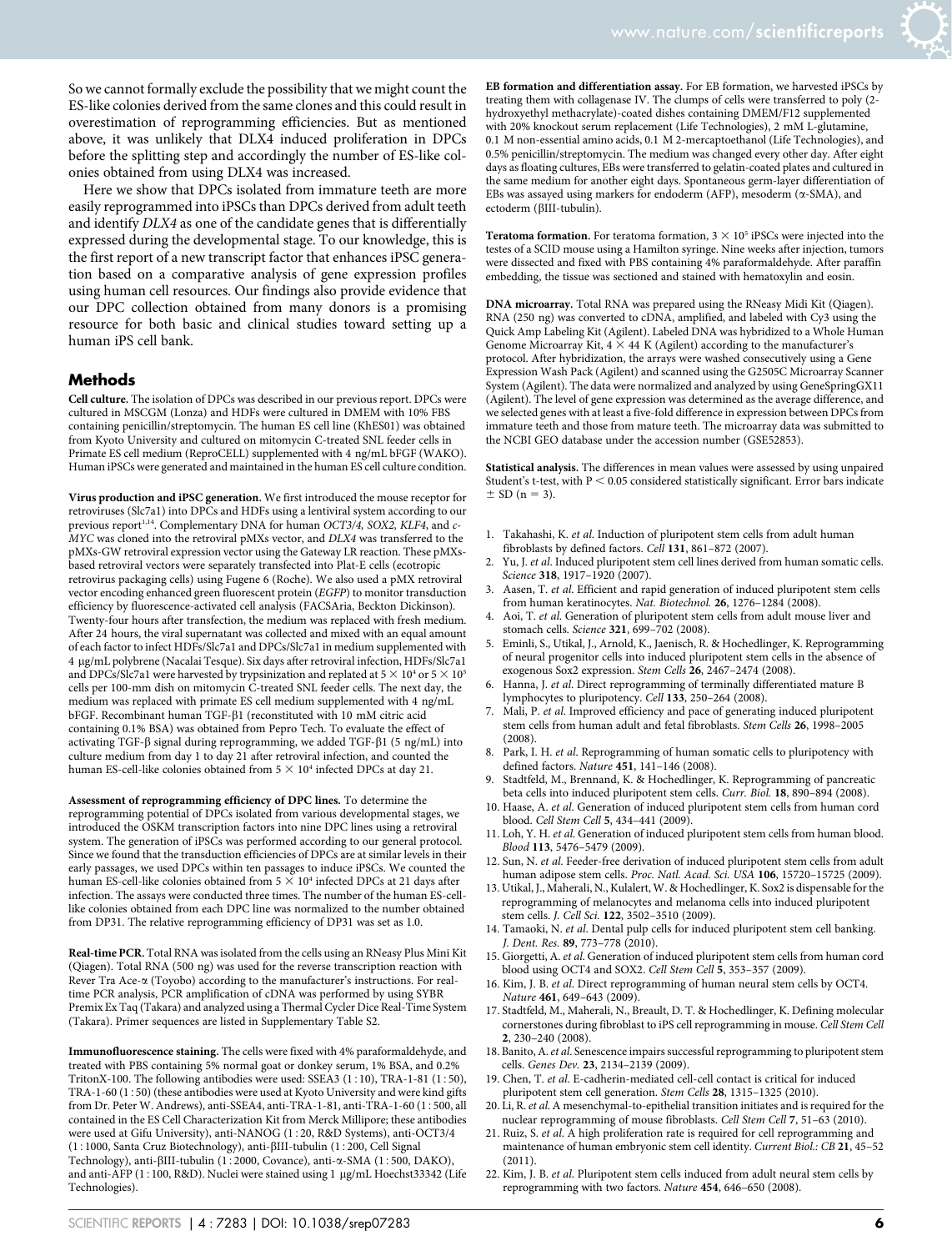So we cannot formally exclude the possibility that we might count the ES-like colonies derived from the same clones and this could result in overestimation of reprogramming efficiencies. But as mentioned above, it was unlikely that DLX4 induced proliferation in DPCs before the splitting step and accordingly the number of ES-like colonies obtained from using DLX4 was increased.

Here we show that DPCs isolated from immature teeth are more easily reprogrammed into iPSCs than DPCs derived from adult teeth and identify *DLX4* as one of the candidate genes that is differentially expressed during the developmental stage. To our knowledge, this is the first report of a new transcript factor that enhances iPSC generation based on a comparative analysis of gene expression profiles using human cell resources. Our findings also provide evidence that our DPC collection obtained from many donors is a promising resource for both basic and clinical studies toward setting up a human iPS cell bank.

## Methods

**Cell culture.** The isolation of DPCs was described in our previous report. DPCs were cultured in MSCGM (Lonza) and HDFs were cultured in DMEM with 10% FBS containing penicillin/streptomycin. The human ES cell line (KhES01) was obtained from Kyoto University and cultured on mitomycin C-treated SNL feeder cells in Primate ES cell medium (ReproCELL) supplemented with 4 ng/mL bFGF (WAKO). Human iPSCs were generated and maintained in the human ES cell culture condition.

**Virus production and iPSC generation.** We first introduced the mouse receptor for retroviruses (Slc7a1) into DPCs and HDFs using a lentiviral system according to our previous report[1,14]. Complementary DNA for human *OCT3/4, SOX2, KLF4*, and *c-MYC* was cloned into the retroviral pMXs vector, and *DLX4* was transferred to the pMXs-GW retroviral expression vector using the Gateway LR reaction. These pMXs-based retroviral vectors were separately transfected into Plat-E cells (ecotropic retrovirus packaging cells) using Fugene 6 (Roche). We also used a pMX retroviral vector encoding enhanced green fluorescent protein (*EGFP*) to monitor transduction efficiency by fluorescence-activated cell analysis (FACSAria, Beckton Dickinson). Twenty-four hours after transfection, the medium was replaced with fresh medium. After 24 hours, the viral supernatant was collected and mixed with an equal amount of each factor to infect HDFs/Slc7a1 and DPCs/Slc7a1 in medium supplemented with 4 μg/mL polybrene (Nacalai Tesque). Six days after retroviral infection, HDFs/Slc7a1 and DPCs/Slc7a1 were harvested by trypsinization and replated at $5 \times 10^4$ or $5 \times 10^5$ cells per 100-mm dish on mitomycin C-treated SNL feeder cells. The next day, the medium was replaced with primate ES cell medium supplemented with 4 ng/mL bFGF. Recombinant human TGF-β1 (reconstituted with 10 mM citric acid containing 0.1% BSA) was obtained from Pepro Tech. To evaluate the effect of activating TGF-β signal during reprogramming, we added TGF-β1 (5 ng/mL) into culture medium from day 1 to day 21 after retroviral infection, and counted the human ES-cell-like colonies obtained from $5 \times 10^4$ infected DPCs at day 21.

**Assessment of reprogramming efficiency of DPC lines.** To determine the reprogramming potential of DPCs isolated from various developmental stages, we introduced the OSKM transcription factors into nine DPC lines using a retroviral system. The generation of iPSCs was performed according to our general protocol. Since we found that the transduction efficiencies of DPCs are at similar levels in their early passages, we used DPCs within ten passages to induce iPSCs. We counted the human ES-cell-like colonies obtained from $5 \times 10^4$ infected DPCs at 21 days after infection. The assays were conducted three times. The number of the human ES-cell-like colonies obtained from each DPC line was normalized to the number obtained from DP31. The relative reprogramming efficiency of DP31 was set as 1.0.

**Real-time PCR.** Total RNA was isolated from the cells using an RNeasy Plus Mini Kit (Qiagen). Total RNA (500 ng) was used for the reverse transcription reaction with Rever Tra Ace-α (Toyobo) according to the manufacturer's instructions. For real-time PCR analysis, PCR amplification of cDNA was performed by using SYBR Premix Ex Taq (Takara) and analyzed using a Thermal Cycler Dice Real-Time System (Takara). Primer sequences are listed in Supplementary Table S2.

**Immunofluorescence staining.** The cells were fixed with 4% paraformaldehyde, and treated with PBS containing 5% normal goat or donkey serum, 1% BSA, and 0.2% TritonX-100. The following antibodies were used: SSEA3 (1 : 10), TRA-1-81 (1 : 50), TRA-1-60 (1 : 50) (these antibodies were used at Kyoto University and were kind gifts from Dr. Peter W. Andrews), anti-SSEA4, anti-TRA-1-81, anti-TRA-1-60 (1 : 500, all contained in the ES Cell Characterization Kit from Merck Millipore; these antibodies were used at Gifu University), anti-NANOG (1 : 20, R&D Systems), anti-OCT3/4 (1 : 1000, Santa Cruz Biotechnology), anti-βIII-tubulin (1 : 200, Cell Signal Technology), anti-βIII-tubulin (1 : 2000, Covance), anti-α-SMA (1 : 500, DAKO), and anti-AFP (1 : 100, R&D). Nuclei were stained using 1 μg/mL Hoechst33342 (Life Technologies).

**EB formation and differentiation assay.** For EB formation, we harvested iPSCs by treating them with collagenase IV. The clumps of cells were transferred to poly (2-hydroxyethyl methacrylate)-coated dishes containing DMEM/F12 supplemented with 20% knockout serum replacement (Life Technologies), 2 mM L-glutamine, 0.1 M non-essential amino acids, 0.1 M 2-mercaptoethanol (Life Technologies), and 0.5% penicillin/streptomycin. The medium was changed every other day. After eight days as floating cultures, EBs were transferred to gelatin-coated plates and cultured in the same medium for another eight days. Spontaneous germ-layer differentiation of EBs was assayed using markers for endoderm (AFP), mesoderm (α-SMA), and ectoderm (βIII-tubulin).

**Teratoma formation.** For teratoma formation, $3 \times 10^5$ iPSCs were injected into the testes of a SCID mouse using a Hamilton syringe. Nine weeks after injection, tumors were dissected and fixed with PBS containing 4% paraformaldehyde. After paraffin embedding, the tissue was sectioned and stained with hematoxylin and eosin.

**DNA microarray.** Total RNA was prepared using the RNeasy Midi Kit (Qiagen). RNA (250 ng) was converted to cDNA, amplified, and labeled with Cy3 using the Quick Amp Labeling Kit (Agilent). Labeled DNA was hybridized to a Whole Human Genome Microarray Kit, $4 \times 44$ K (Agilent) according to the manufacturer's protocol. After hybridization, the arrays were washed consecutively using a Gene Expression Wash Pack (Agilent) and scanned using the G2505C Microarray Scanner System (Agilent). The data were normalized and analyzed by using GeneSpringGX11 (Agilent). The level of gene expression was determined as the average difference, and we selected genes with at least a five-fold difference in expression between DPCs from immature teeth and those from mature teeth. The microarray data was submitted to the NCBI GEO database under the accession number (GSE52853).

**Statistical analysis.** The differences in mean values were assessed by using unpaired Student's t-test, with $P < 0.05$ considered statistically significant. Error bars indicate $\pm$ SD ($n = 3$).

1. Takahashi, K. *et al.* Induction of pluripotent stem cells from adult human fibroblasts by defined factors. *Cell* **131**, 861–872 (2007).
2. Yu, J. *et al.* Induced pluripotent stem cell lines derived from human somatic cells. *Science* **318**, 1917–1920 (2007).
3. Aasen, T. *et al.* Efficient and rapid generation of induced pluripotent stem cells from human keratinocytes. *Nat. Biotechnol.* **26**, 1276–1284 (2008).
4. Aoi, T. *et al.* Generation of pluripotent stem cells from adult mouse liver and stomach cells. *Science* **321**, 699–702 (2008).
5. Eminli, S., Utikal, J., Arnold, K., Jaenisch, R. & Hochedlinger, K. Reprogramming of neural progenitor cells into induced pluripotent stem cells in the absence of exogenous Sox2 expression. *Stem Cells* **26**, 2467–2474 (2008).
6. Hanna, J. *et al.* Direct reprogramming of terminally differentiated mature B lymphocytes to pluripotency. *Cell* **133**, 250–264 (2008).
7. Mali, P. *et al.* Improved efficiency and pace of generating induced pluripotent stem cells from human adult and fetal fibroblasts. *Stem Cells* **26**, 1998–2005 (2008).
8. Park, I. H. *et al.* Reprogramming of human somatic cells to pluripotency with defined factors. *Nature* **451**, 141–146 (2008).
9. Stadtfeld, M., Brennand, K. & Hochedlinger, K. Reprogramming of pancreatic beta cells into induced pluripotent stem cells. *Curr. Biol.* **18**, 890–894 (2008).
10. Haase, A. *et al.* Generation of induced pluripotent stem cells from human cord blood. *Cell Stem Cell* **5**, 434–441 (2009).
11. Loh, Y. H. *et al.* Generation of induced pluripotent stem cells from human blood. *Blood* **113**, 5476–5479 (2009).
12. Sun, N. *et al.* Feeder-free derivation of induced pluripotent stem cells from adult human adipose stem cells. *Proc. Natl. Acad. Sci. USA* **106**, 15720–15725 (2009).
13. Utikal, J., Maherali, N., Kulalert, W. & Hochedlinger, K. Sox2 is dispensable for the reprogramming of melanocytes and melanoma cells into induced pluripotent stem cells. *J. Cell Sci.* **122**, 3502–3510 (2009).
14. Tamaoki, N. *et al.* Dental pulp cells for induced pluripotent stem cell banking. *J. Dent. Res.* **89**, 773–778 (2010).
15. Giorgetti, A. *et al.* Generation of induced pluripotent stem cells from human cord blood using OCT4 and SOX2. *Cell Stem Cell* **5**, 353–357 (2009).
16. Kim, J. B. *et al.* Direct reprogramming of human neural stem cells by OCT4. *Nature* **461**, 649–643 (2009).
17. Stadtfeld, M., Maherali, N., Breault, D. T. & Hochedlinger, K. Defining molecular cornerstones during fibroblast to iPS cell reprogramming in mouse. *Cell Stem Cell* **2**, 230–240 (2008).
18. Banito, A. *et al.* Senescence impairs successful reprogramming to pluripotent stem cells. *Genes Dev.* **23**, 2134–2139 (2009).
19. Chen, T. *et al.* E-cadherin-mediated cell-cell contact is critical for induced pluripotent stem cell generation. *Stem Cells* **28**, 1315–1325 (2010).
20. Li, R. *et al.* A mesenchymal-to-epithelial transition initiates and is required for the nuclear reprogramming of mouse fibroblasts. *Cell Stem Cell* **7**, 51–63 (2010).
21. Ruiz, S. *et al.* A high proliferation rate is required for cell reprogramming and maintenance of human embryonic stem cell identity. *Current Biol.: CB* **21**, 45–52 (2011).
22. Kim, J. B. *et al.* Pluripotent stem cells induced from adult neural stem cells by reprogramming with two factors. *Nature* **454**, 646–650 (2008).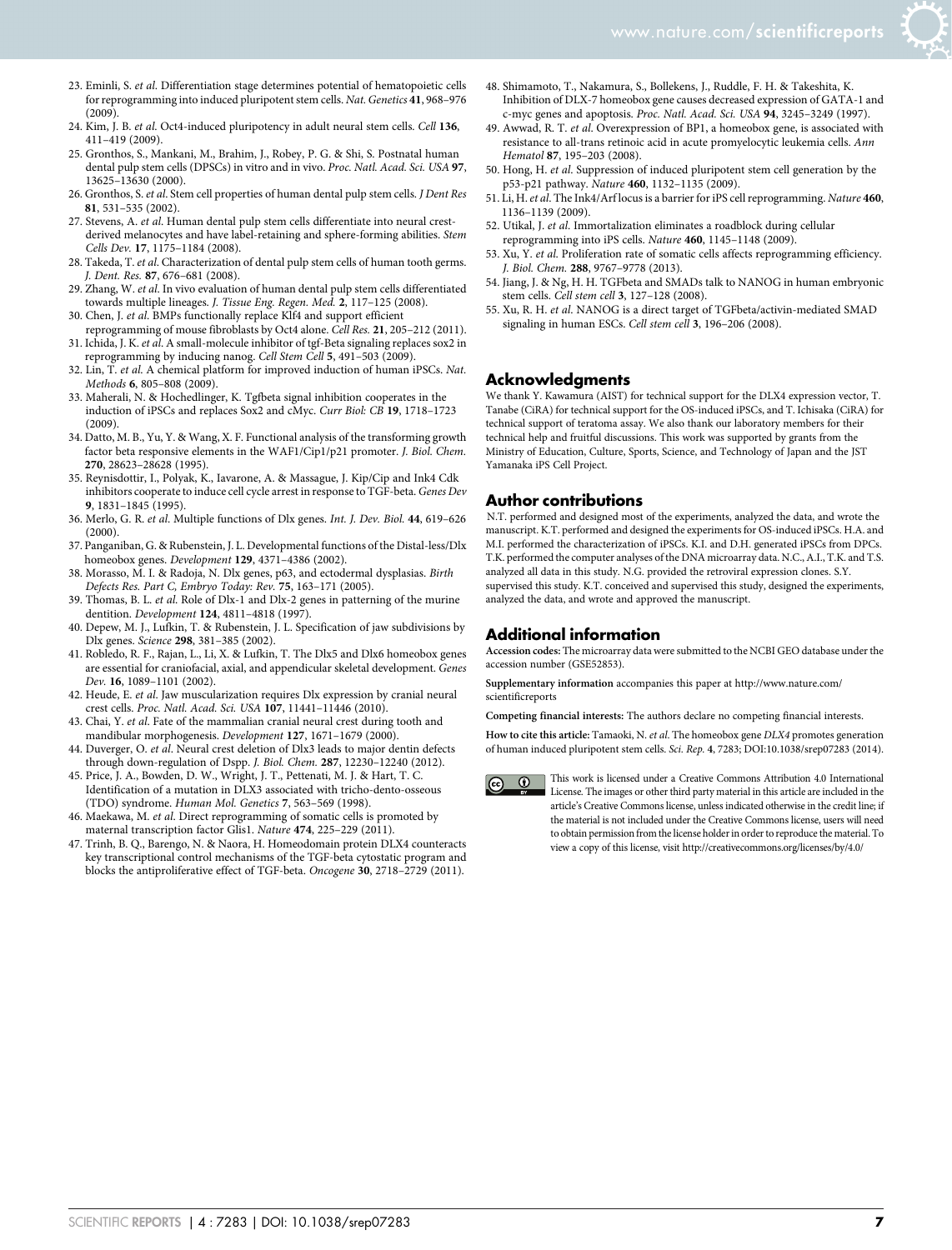23. Eminli, S. *et al.* Differentiation stage determines potential of hematopoietic cells for reprogramming into induced pluripotent stem cells. *Nat. Genetics* **41**, 968–976 (2009).
24. Kim, J. B. *et al.* Oct4-induced pluripotency in adult neural stem cells. *Cell* **136**, 411–419 (2009).
25. Gronthos, S., Mankani, M., Brahim, J., Robey, P. G. & Shi, S. Postnatal human dental pulp stem cells (DPSCs) in vitro and in vivo. *Proc. Natl. Acad. Sci. USA* **97**, 13625–13630 (2000).
26. Gronthos, S. *et al.* Stem cell properties of human dental pulp stem cells. *J Dent Res* **81**, 531–535 (2002).
27. Stevens, A. *et al.* Human dental pulp stem cells differentiate into neural crest-derived melanocytes and have label-retaining and sphere-forming abilities. *Stem Cells Dev.* **17**, 1175–1184 (2008).
28. Takeda, T. *et al.* Characterization of dental pulp stem cells of human tooth germs. *J. Dent. Res.* **87**, 676–681 (2008).
29. Zhang, W. *et al.* In vivo evaluation of human dental pulp stem cells differentiated towards multiple lineages. *J. Tissue Eng. Regen. Med.* **2**, 117–125 (2008).
30. Chen, J. *et al.* BMPs functionally replace Klf4 and support efficient reprogramming of mouse fibroblasts by Oct4 alone. *Cell Res.* **21**, 205–212 (2011).
31. Ichida, J. K. *et al.* A small-molecule inhibitor of tgf-Beta signaling replaces sox2 in reprogramming by inducing nanog. *Cell Stem Cell* **5**, 491–503 (2009).
32. Lin, T. *et al.* A chemical platform for improved induction of human iPSCs. *Nat. Methods* **6**, 805–808 (2009).
33. Maherali, N. & Hochedlinger, K. Tgfbeta signal inhibition cooperates in the induction of iPSCs and replaces Sox2 and cMyc. *Curr Biol: CB* **19**, 1718–1723 (2009).
34. Datto, M. B., Yu, Y. & Wang, X. F. Functional analysis of the transforming growth factor beta responsive elements in the WAF1/Cip1/p21 promoter. *J. Biol. Chem.* **270**, 28623–28628 (1995).
35. Reynisdottir, I., Polyak, K., Iavarone, A. & Massague, J. Kip/Cip and Ink4 Cdk inhibitors cooperate to induce cell cycle arrest in response to TGF-beta. *Genes Dev* **9**, 1831–1845 (1995).
36. Merlo, G. R. *et al.* Multiple functions of Dlx genes. *Int. J. Dev. Biol.* **44**, 619–626 (2000).
37. Panganiban, G. & Rubenstein, J. L. Developmental functions of the Distal-less/Dlx homeobox genes. *Development* **129**, 4371–4386 (2002).
38. Morasso, M. I. & Radoja, N. Dlx genes, p63, and ectodermal dysplasias. *Birth Defects Res. Part C, Embryo Today: Rev.* **75**, 163–171 (2005).
39. Thomas, B. L. *et al.* Role of Dlx-1 and Dlx-2 genes in patterning of the murine dentition. *Development* **124**, 4811–4818 (1997).
40. Depew, M. J., Lufkin, T. & Rubenstein, J. L. Specification of jaw subdivisions by Dlx genes. *Science* **298**, 381–385 (2002).
41. Robledo, R. F., Rajan, L., Li, X. & Lufkin, T. The Dlx5 and Dlx6 homeobox genes are essential for craniofacial, axial, and appendicular skeletal development. *Genes Dev.* **16**, 1089–1101 (2002).
42. Heude, E. *et al.* Jaw muscularization requires Dlx expression by cranial neural crest cells. *Proc. Natl. Acad. Sci. USA* **107**, 11441–11446 (2010).
43. Chai, Y. *et al.* Fate of the mammalian cranial neural crest during tooth and mandibular morphogenesis. *Development* **127**, 1671–1679 (2000).
44. Duverger, O. *et al.* Neural crest deletion of Dlx3 leads to major dentin defects through down-regulation of Dspp. *J. Biol. Chem.* **287**, 12230–12240 (2012).
45. Price, J. A., Bowden, D. W., Wright, J. T., Pettenati, M. J. & Hart, T. C. Identification of a mutation in DLX3 associated with tricho-dento-osseous (TDO) syndrome. *Human Mol. Genetics* **7**, 563–569 (1998).
46. Maekawa, M. *et al.* Direct reprogramming of somatic cells is promoted by maternal transcription factor Glis1. *Nature* **474**, 225–229 (2011).
47. Trinh, B. Q., Barengo, N. & Naora, H. Homeodomain protein DLX4 counteracts key transcriptional control mechanisms of the TGF-beta cytostatic program and blocks the antiproliferative effect of TGF-beta. *Oncogene* **30**, 2718–2729 (2011).
48. Shimamoto, T., Nakamura, S., Bollekens, J., Ruddle, F. H. & Takeshita, K. Inhibition of DLX-7 homeobox gene causes decreased expression of GATA-1 and c-myc genes and apoptosis. *Proc. Natl. Acad. Sci. USA* **94**, 3245–3249 (1997).
49. Awwad, R. T. *et al.* Overexpression of BP1, a homeobox gene, is associated with resistance to all-trans retinoic acid in acute promyelocytic leukemia cells. *Ann Hematol* **87**, 195–203 (2008).
50. Hong, H. *et al.* Suppression of induced pluripotent stem cell generation by the p53-p21 pathway. *Nature* **460**, 1132–1135 (2009).
51. Li, H. *et al.* The Ink4/Arf locus is a barrier for iPS cell reprogramming. *Nature* **460**, 1136–1139 (2009).
52. Utikal, J. *et al.* Immortalization eliminates a roadblock during cellular reprogramming into iPS cells. *Nature* **460**, 1145–1148 (2009).
53. Xu, Y. *et al.* Proliferation rate of somatic cells affects reprogramming efficiency. *J. Biol. Chem.* **288**, 9767–9778 (2013).
54. Jiang, J. & Ng, H. H. TGFbeta and SMADs talk to NANOG in human embryonic stem cells. *Cell stem cell* **3**, 127–128 (2008).
55. Xu, R. H. *et al.* NANOG is a direct target of TGFbeta/activin-mediated SMAD signaling in human ESCs. *Cell stem cell* **3**, 196–206 (2008).

## Acknowledgments

We thank Y. Kawamura (AIST) for technical support for the DLX4 expression vector, T. Tanabe (CiRA) for technical support for the OS-induced iPSCs, and T. Ichisaka (CiRA) for technical support of teratoma assay. We also thank our laboratory members for their technical help and fruitful discussions. This work was supported by grants from the Ministry of Education, Culture, Sports, Science, and Technology of Japan and the JST Yamanaka iPS Cell Project.

## Author contributions

N.T. performed and designed most of the experiments, analyzed the data, and wrote the manuscript. K.T. performed and designed the experiments for OS-induced iPSCs. H.A. and M.I. performed the characterization of iPSCs. K.I. and D.H. generated iPSCs from DPCs. T.K. performed the computer analyses of the DNA microarray data. N.C., A.I., T.K. and T.S. analyzed all data in this study. N.G. provided the retroviral expression clones. S.Y. supervised this study. K.T. conceived and supervised this study, designed the experiments, analyzed the data, and wrote and approved the manuscript.

## Additional information

**Accession codes:** The microarray data were submitted to the NCBI GEO database under the accession number (GSE52853).

**Supplementary information** accompanies this paper at http://www.nature.com/scientificreports

**Competing financial interests:** The authors declare no competing financial interests.

**How to cite this article:** Tamaoki, N. *et al.* The homeobox gene *DLX4* promotes generation of human induced pluripotent stem cells. *Sci. Rep.* **4**, 7283; DOI:10.1038/srep07283 (2014).

This work is licensed under a Creative Commons Attribution 4.0 International License. The images or other third party material in this article are included in the article's Creative Commons license, unless indicated otherwise in the credit line; if the material is not included under the Creative Commons license, users will need to obtain permission from the license holder in order to reproduce the material. To view a copy of this license, visit http://creativecommons.org/licenses/by/4.0/